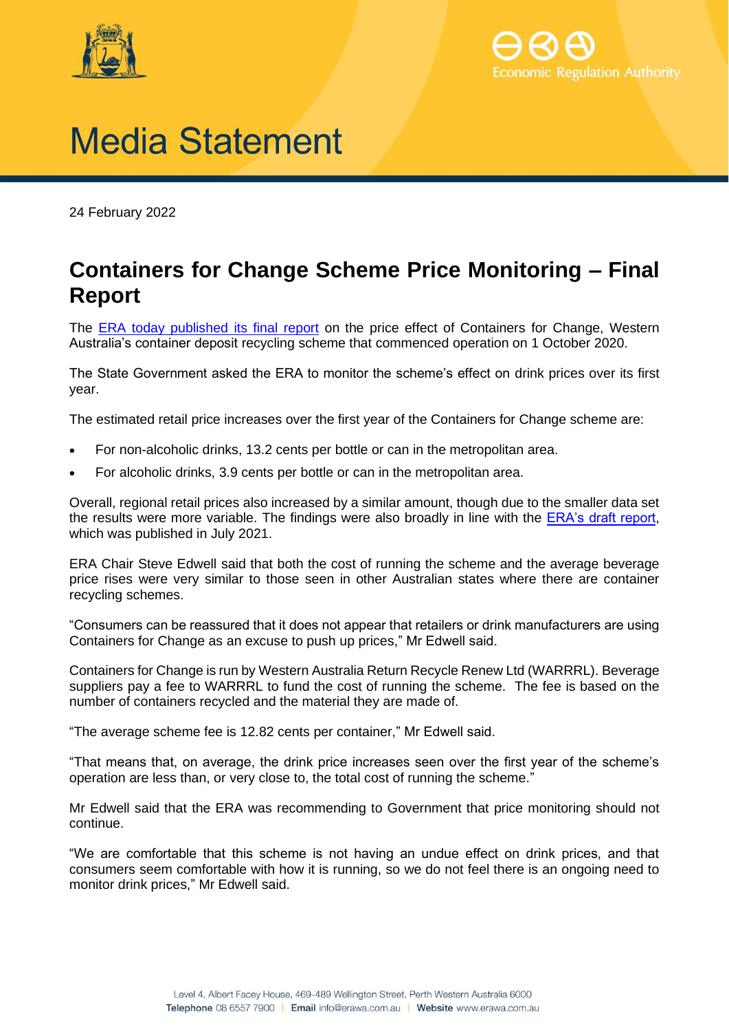# Media Statement

24 February 2022

## Containers for Change Scheme Price Monitoring – Final Report

The ERA today published its final report on the price effect of Containers for Change, Western Australia's container deposit recycling scheme that commenced operation on 1 October 2020.

The State Government asked the ERA to monitor the scheme's effect on drink prices over its first year.

The estimated retail price increases over the first year of the Containers for Change scheme are:

- For non-alcoholic drinks, 13.2 cents per bottle or can in the metropolitan area.
- For alcoholic drinks, 3.9 cents per bottle or can in the metropolitan area.

Overall, regional retail prices also increased by a similar amount, though due to the smaller data set the results were more variable. The findings were also broadly in line with the ERA's draft report, which was published in July 2021.

ERA Chair Steve Edwell said that both the cost of running the scheme and the average beverage price rises were very similar to those seen in other Australian states where there are container recycling schemes.

"Consumers can be reassured that it does not appear that retailers or drink manufacturers are using Containers for Change as an excuse to push up prices," Mr Edwell said.

Containers for Change is run by Western Australia Return Recycle Renew Ltd (WARRRL). Beverage suppliers pay a fee to WARRRL to fund the cost of running the scheme. The fee is based on the number of containers recycled and the material they are made of.

"The average scheme fee is 12.82 cents per container," Mr Edwell said.

"That means that, on average, the drink price increases seen over the first year of the scheme's operation are less than, or very close to, the total cost of running the scheme."

Mr Edwell said that the ERA was recommending to Government that price monitoring should not continue.

"We are comfortable that this scheme is not having an undue effect on drink prices, and that consumers seem comfortable with how it is running, so we do not feel there is an ongoing need to monitor drink prices," Mr Edwell said.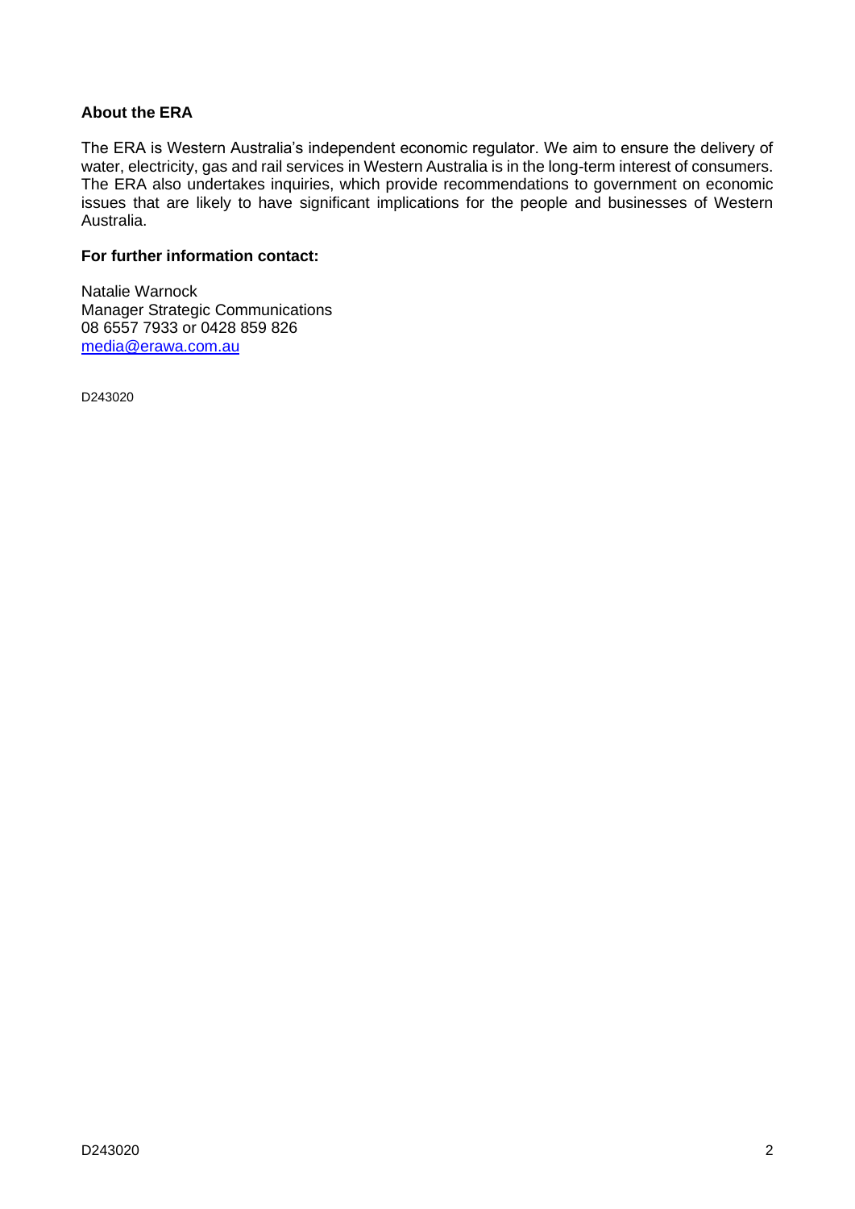**About the ERA**

The ERA is Western Australia's independent economic regulator. We aim to ensure the delivery of water, electricity, gas and rail services in Western Australia is in the long-term interest of consumers. The ERA also undertakes inquiries, which provide recommendations to government on economic issues that are likely to have significant implications for the people and businesses of Western Australia.

**For further information contact:**

Natalie Warnock
Manager Strategic Communications
08 6557 7933 or 0428 859 826
media@erawa.com.au

D243020